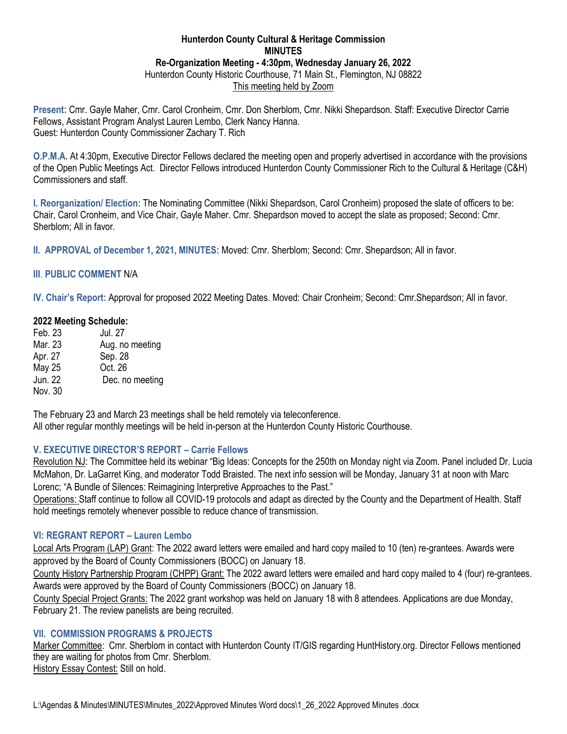**Hunterdon County Cultural & Heritage Commission**
**MINUTES**
**Re-Organization Meeting - 4:30pm, Wednesday January 26, 2022**
Hunterdon County Historic Courthouse, 71 Main St., Flemington, NJ 08822
This meeting held by Zoom

**Present:** Cmr. Gayle Maher, Cmr. Carol Cronheim, Cmr. Don Sherblom, Cmr. Nikki Shepardson. Staff: Executive Director Carrie Fellows, Assistant Program Analyst Lauren Lembo, Clerk Nancy Hanna.
Guest: Hunterdon County Commissioner Zachary T. Rich

**O.P.M.A.** At 4:30pm, Executive Director Fellows declared the meeting open and properly advertised in accordance with the provisions of the Open Public Meetings Act. Director Fellows introduced Hunterdon County Commissioner Rich to the Cultural & Heritage (C&H) Commissioners and staff.

**I. Reorganization/ Election:** The Nominating Committee (Nikki Shepardson, Carol Cronheim) proposed the slate of officers to be: Chair, Carol Cronheim, and Vice Chair, Gayle Maher. Cmr. Shepardson moved to accept the slate as proposed; Second: Cmr. Sherblom; All in favor.

**II. APPROVAL of December 1, 2021, MINUTES:** Moved: Cmr. Sherblom; Second: Cmr. Shepardson; All in favor.

**III. PUBLIC COMMENT** N/A

**IV. Chair's Report:** Approval for proposed 2022 Meeting Dates. Moved: Chair Cronheim; Second: Cmr.Shepardson; All in favor.

**2022 Meeting Schedule:**

| | |
|---|---|
| Feb. 23 | Jul. 27 |
| Mar. 23 | Aug. no meeting |
| Apr. 27 | Sep. 28 |
| May 25 | Oct. 26 |
| Jun. 22 | Dec. no meeting |
| Nov. 30 | |

The February 23 and March 23 meetings shall be held remotely via teleconference.
All other regular monthly meetings will be held in-person at the Hunterdon County Historic Courthouse.

### V. EXECUTIVE DIRECTOR'S REPORT – Carrie Fellows

Revolution NJ: The Committee held its webinar "Big Ideas: Concepts for the 250th on Monday night via Zoom. Panel included Dr. Lucia McMahon, Dr. LaGarret King, and moderator Todd Braisted. The next info session will be Monday, January 31 at noon with Marc Lorenc; "A Bundle of Silences: Reimagining Interpretive Approaches to the Past."
Operations: Staff continue to follow all COVID-19 protocols and adapt as directed by the County and the Department of Health. Staff hold meetings remotely whenever possible to reduce chance of transmission.

### VI: REGRANT REPORT – Lauren Lembo

Local Arts Program (LAP) Grant: The 2022 award letters were emailed and hard copy mailed to 10 (ten) re-grantees. Awards were approved by the Board of County Commissioners (BOCC) on January 18.
County History Partnership Program (CHPP) Grant: The 2022 award letters were emailed and hard copy mailed to 4 (four) re-grantees. Awards were approved by the Board of County Commissioners (BOCC) on January 18.
County Special Project Grants: The 2022 grant workshop was held on January 18 with 8 attendees. Applications are due Monday, February 21. The review panelists are being recruited.

### VII. COMMISSION PROGRAMS & PROJECTS

Marker Committee: Cmr. Sherblom in contact with Hunterdon County IT/GIS regarding HuntHistory.org. Director Fellows mentioned they are waiting for photos from Cmr. Sherblom.
History Essay Contest: Still on hold.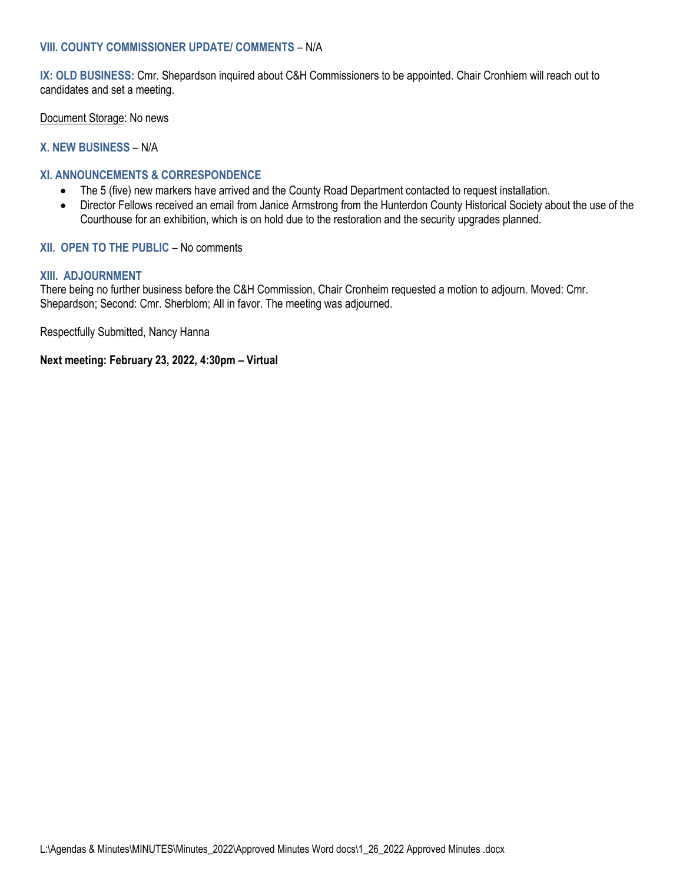**VIII. COUNTY COMMISSIONER UPDATE/ COMMENTS** – N/A

**IX: OLD BUSINESS:** Cmr. Shepardson inquired about C&H Commissioners to be appointed. Chair Cronhiem will reach out to candidates and set a meeting.

Document Storage: No news

**X. NEW BUSINESS** – N/A

**XI. ANNOUNCEMENTS & CORRESPONDENCE**

- The 5 (five) new markers have arrived and the County Road Department contacted to request installation.
- Director Fellows received an email from Janice Armstrong from the Hunterdon County Historical Society about the use of the Courthouse for an exhibition, which is on hold due to the restoration and the security upgrades planned.

**XII. OPEN TO THE PUBLIC** – No comments

**XIII. ADJOURNMENT**

There being no further business before the C&H Commission, Chair Cronheim requested a motion to adjourn. Moved: Cmr. Shepardson; Second: Cmr. Sherblom; All in favor. The meeting was adjourned.

Respectfully Submitted, Nancy Hanna

**Next meeting: February 23, 2022, 4:30pm – Virtual**

L:\Agendas & Minutes\MINUTES\Minutes_2022\Approved Minutes Word docs\1_26_2022 Approved Minutes .docx